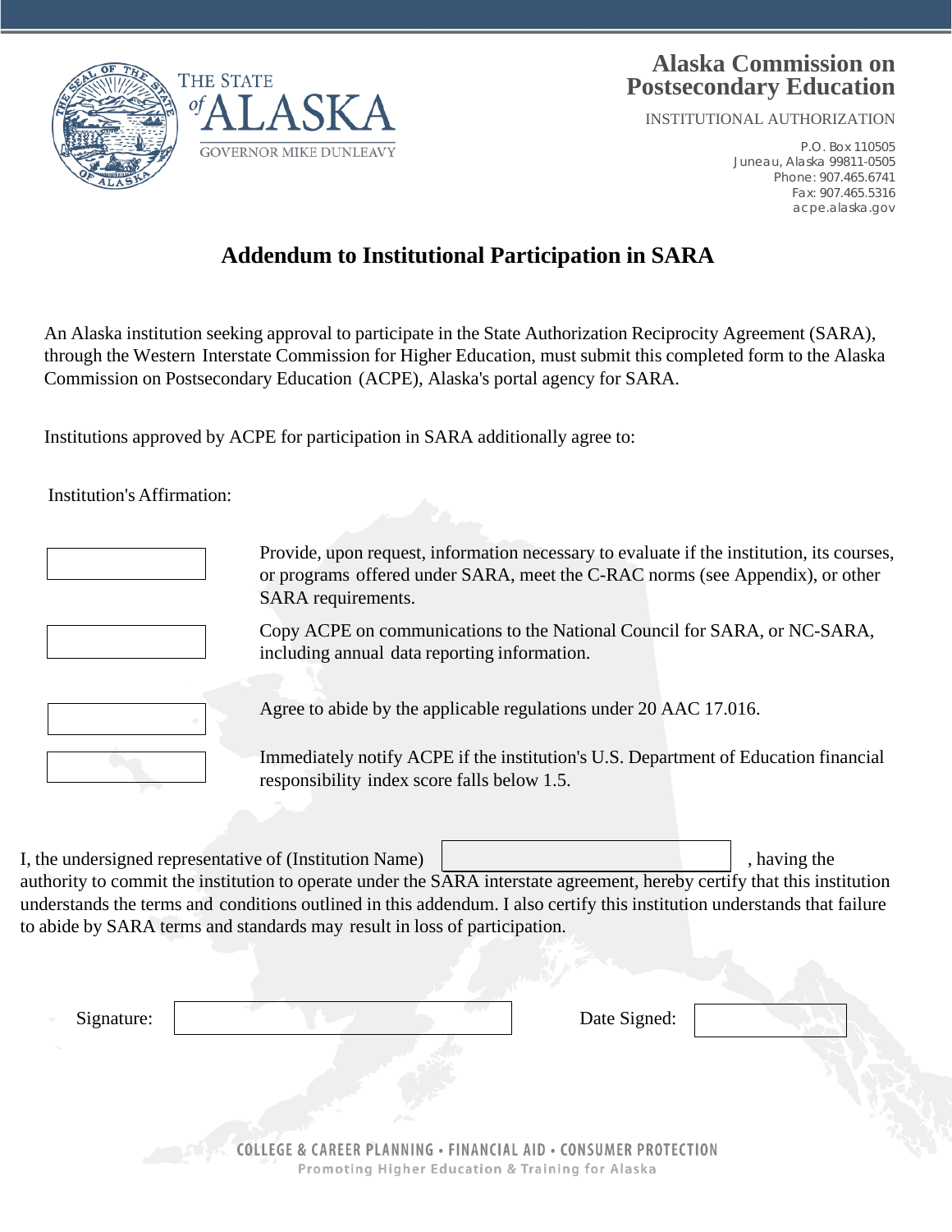THE STATE of ALASKA

GOVERNOR MIKE DUNLEAVY

**Alaska Commission on Postsecondary Education**

INSTITUTIONAL AUTHORIZATION

P.O. Box 110505
Juneau, Alaska 99811-0505
Phone: 907.465.6741
Fax: 907.465.5316
acpe.alaska.gov

# Addendum to Institutional Participation in SARA

An Alaska institution seeking approval to participate in the State Authorization Reciprocity Agreement (SARA), through the Western Interstate Commission for Higher Education, must submit this completed form to the Alaska Commission on Postsecondary Education (ACPE), Alaska's portal agency for SARA.

Institutions approved by ACPE for participation in SARA additionally agree to:

Institution's Affirmation:

| | |
|---|---|
| ______ | Provide, upon request, information necessary to evaluate if the institution, its courses, or programs offered under SARA, meet the C-RAC norms (see Appendix), or other SARA requirements. |
| ______ | Copy ACPE on communications to the National Council for SARA, or NC-SARA, including annual data reporting information. |
| ______ | Agree to abide by the applicable regulations under 20 AAC 17.016. |
| ______ | Immediately notify ACPE if the institution's U.S. Department of Education financial responsibility index score falls below 1.5. |

I, the undersigned representative of (Institution Name) ____________________, having the authority to commit the institution to operate under the SARA interstate agreement, hereby certify that this institution understands the terms and conditions outlined in this addendum. I also certify this institution understands that failure to abide by SARA terms and standards may result in loss of participation.

Signature: ____________________ Date Signed: __________

COLLEGE & CAREER PLANNING • FINANCIAL AID • CONSUMER PROTECTION
Promoting Higher Education & Training for Alaska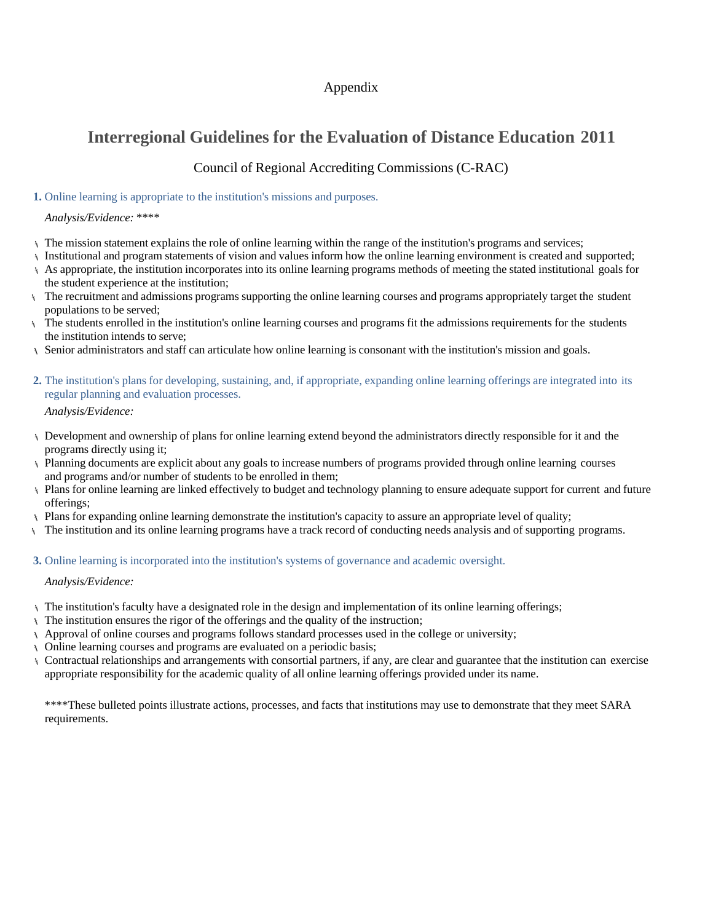Appendix

# Interregional Guidelines for the Evaluation of Distance Education 2011

Council of Regional Accrediting Commissions (C-RAC)

**1.** Online learning is appropriate to the institution's missions and purposes.

*Analysis/Evidence:* ****

- The mission statement explains the role of online learning within the range of the institution's programs and services;
- Institutional and program statements of vision and values inform how the online learning environment is created and supported;
- As appropriate, the institution incorporates into its online learning programs methods of meeting the stated institutional goals for the student experience at the institution;
- The recruitment and admissions programs supporting the online learning courses and programs appropriately target the student populations to be served;
- The students enrolled in the institution's online learning courses and programs fit the admissions requirements for the students the institution intends to serve;
- Senior administrators and staff can articulate how online learning is consonant with the institution's mission and goals.

**2.** The institution's plans for developing, sustaining, and, if appropriate, expanding online learning offerings are integrated into its regular planning and evaluation processes.

*Analysis/Evidence:*

- Development and ownership of plans for online learning extend beyond the administrators directly responsible for it and the programs directly using it;
- Planning documents are explicit about any goals to increase numbers of programs provided through online learning courses and programs and/or number of students to be enrolled in them;
- Plans for online learning are linked effectively to budget and technology planning to ensure adequate support for current and future offerings;
- Plans for expanding online learning demonstrate the institution's capacity to assure an appropriate level of quality;
- The institution and its online learning programs have a track record of conducting needs analysis and of supporting programs.

**3.** Online learning is incorporated into the institution's systems of governance and academic oversight.

*Analysis/Evidence:*

- The institution's faculty have a designated role in the design and implementation of its online learning offerings;
- The institution ensures the rigor of the offerings and the quality of the instruction;
- Approval of online courses and programs follows standard processes used in the college or university;
- Online learning courses and programs are evaluated on a periodic basis;
- Contractual relationships and arrangements with consortial partners, if any, are clear and guarantee that the institution can exercise appropriate responsibility for the academic quality of all online learning offerings provided under its name.

****These bulleted points illustrate actions, processes, and facts that institutions may use to demonstrate that they meet SARA requirements.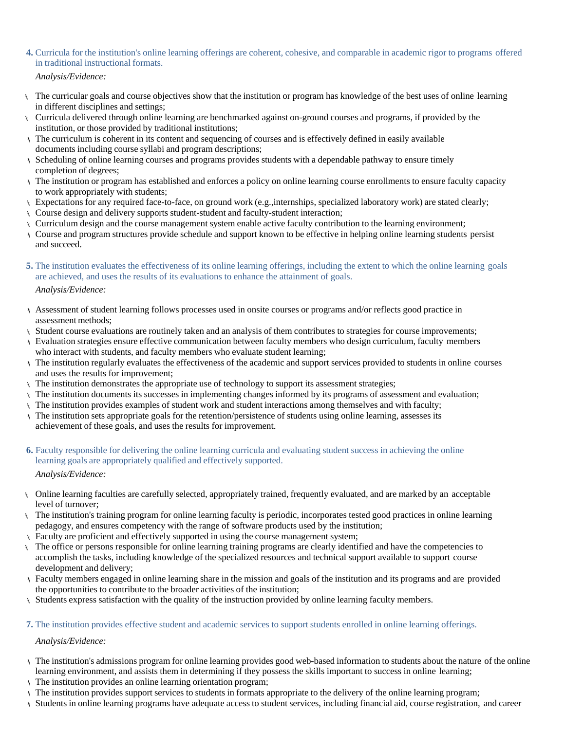**4.** Curricula for the institution's online learning offerings are coherent, cohesive, and comparable in academic rigor to programs offered in traditional instructional formats.

*Analysis/Evidence:*

- The curricular goals and course objectives show that the institution or program has knowledge of the best uses of online learning in different disciplines and settings;
- Curricula delivered through online learning are benchmarked against on-ground courses and programs, if provided by the institution, or those provided by traditional institutions;
- The curriculum is coherent in its content and sequencing of courses and is effectively defined in easily available documents including course syllabi and program descriptions;
- Scheduling of online learning courses and programs provides students with a dependable pathway to ensure timely completion of degrees;
- The institution or program has established and enforces a policy on online learning course enrollments to ensure faculty capacity to work appropriately with students;
- Expectations for any required face-to-face, on ground work (e.g.,internships, specialized laboratory work) are stated clearly;
- Course design and delivery supports student-student and faculty-student interaction;
- Curriculum design and the course management system enable active faculty contribution to the learning environment;
- Course and program structures provide schedule and support known to be effective in helping online learning students persist and succeed.

**5.** The institution evaluates the effectiveness of its online learning offerings, including the extent to which the online learning goals are achieved, and uses the results of its evaluations to enhance the attainment of goals.

*Analysis/Evidence:*

- Assessment of student learning follows processes used in onsite courses or programs and/or reflects good practice in assessment methods;
- Student course evaluations are routinely taken and an analysis of them contributes to strategies for course improvements;
- Evaluation strategies ensure effective communication between faculty members who design curriculum, faculty members who interact with students, and faculty members who evaluate student learning;
- The institution regularly evaluates the effectiveness of the academic and support services provided to students in online courses and uses the results for improvement;
- The institution demonstrates the appropriate use of technology to support its assessment strategies;
- The institution documents its successes in implementing changes informed by its programs of assessment and evaluation;
- The institution provides examples of student work and student interactions among themselves and with faculty;
- The institution sets appropriate goals for the retention/persistence of students using online learning, assesses its achievement of these goals, and uses the results for improvement.

**6.** Faculty responsible for delivering the online learning curricula and evaluating student success in achieving the online learning goals are appropriately qualified and effectively supported.

*Analysis/Evidence:*

- Online learning faculties are carefully selected, appropriately trained, frequently evaluated, and are marked by an acceptable level of turnover;
- The institution's training program for online learning faculty is periodic, incorporates tested good practices in online learning pedagogy, and ensures competency with the range of software products used by the institution;
- Faculty are proficient and effectively supported in using the course management system;
- The office or persons responsible for online learning training programs are clearly identified and have the competencies to accomplish the tasks, including knowledge of the specialized resources and technical support available to support course development and delivery;
- Faculty members engaged in online learning share in the mission and goals of the institution and its programs and are provided the opportunities to contribute to the broader activities of the institution;
- Students express satisfaction with the quality of the instruction provided by online learning faculty members.

**7.** The institution provides effective student and academic services to support students enrolled in online learning offerings.

*Analysis/Evidence:*

- The institution's admissions program for online learning provides good web-based information to students about the nature of the online learning environment, and assists them in determining if they possess the skills important to success in online learning;
- The institution provides an online learning orientation program;
- The institution provides support services to students in formats appropriate to the delivery of the online learning program;
- Students in online learning programs have adequate access to student services, including financial aid, course registration, and career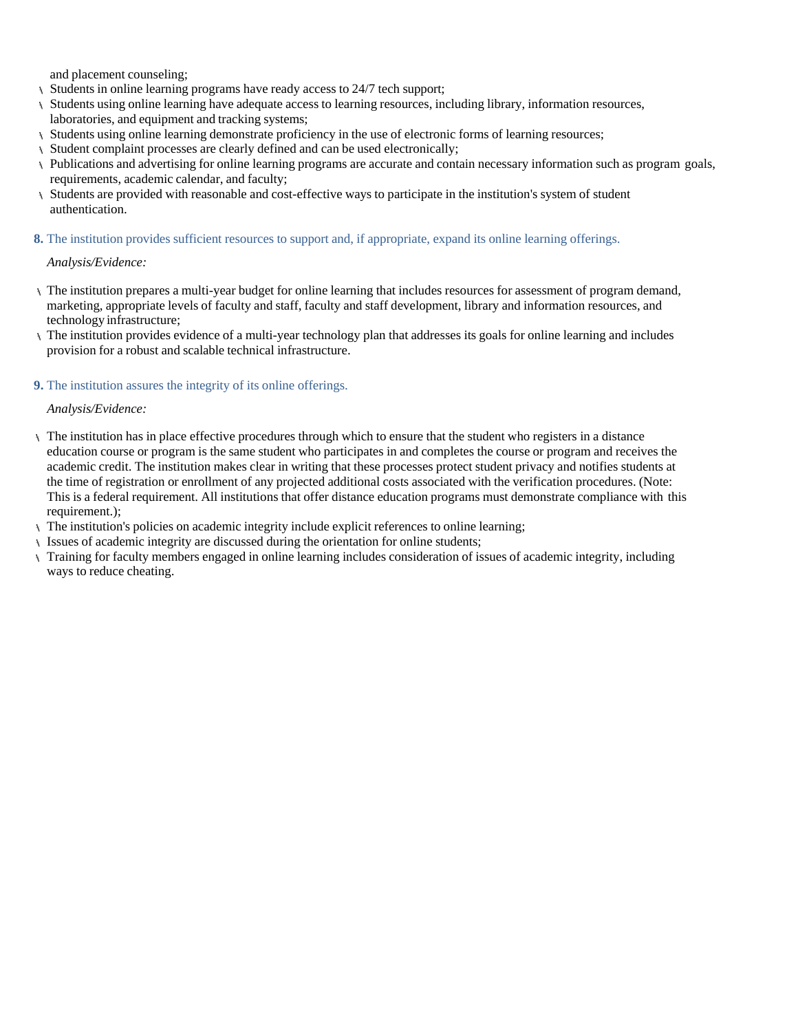and placement counseling;

- Students in online learning programs have ready access to 24/7 tech support;
- Students using online learning have adequate access to learning resources, including library, information resources, laboratories, and equipment and tracking systems;
- Students using online learning demonstrate proficiency in the use of electronic forms of learning resources;
- Student complaint processes are clearly defined and can be used electronically;
- Publications and advertising for online learning programs are accurate and contain necessary information such as program goals, requirements, academic calendar, and faculty;
- Students are provided with reasonable and cost-effective ways to participate in the institution's system of student authentication.

**8.** The institution provides sufficient resources to support and, if appropriate, expand its online learning offerings.

*Analysis/Evidence:*

- The institution prepares a multi-year budget for online learning that includes resources for assessment of program demand, marketing, appropriate levels of faculty and staff, faculty and staff development, library and information resources, and technology infrastructure;
- The institution provides evidence of a multi-year technology plan that addresses its goals for online learning and includes provision for a robust and scalable technical infrastructure.

**9.** The institution assures the integrity of its online offerings.

*Analysis/Evidence:*

- The institution has in place effective procedures through which to ensure that the student who registers in a distance education course or program is the same student who participates in and completes the course or program and receives the academic credit. The institution makes clear in writing that these processes protect student privacy and notifies students at the time of registration or enrollment of any projected additional costs associated with the verification procedures. (Note: This is a federal requirement. All institutions that offer distance education programs must demonstrate compliance with this requirement.);
- The institution's policies on academic integrity include explicit references to online learning;
- Issues of academic integrity are discussed during the orientation for online students;
- Training for faculty members engaged in online learning includes consideration of issues of academic integrity, including ways to reduce cheating.